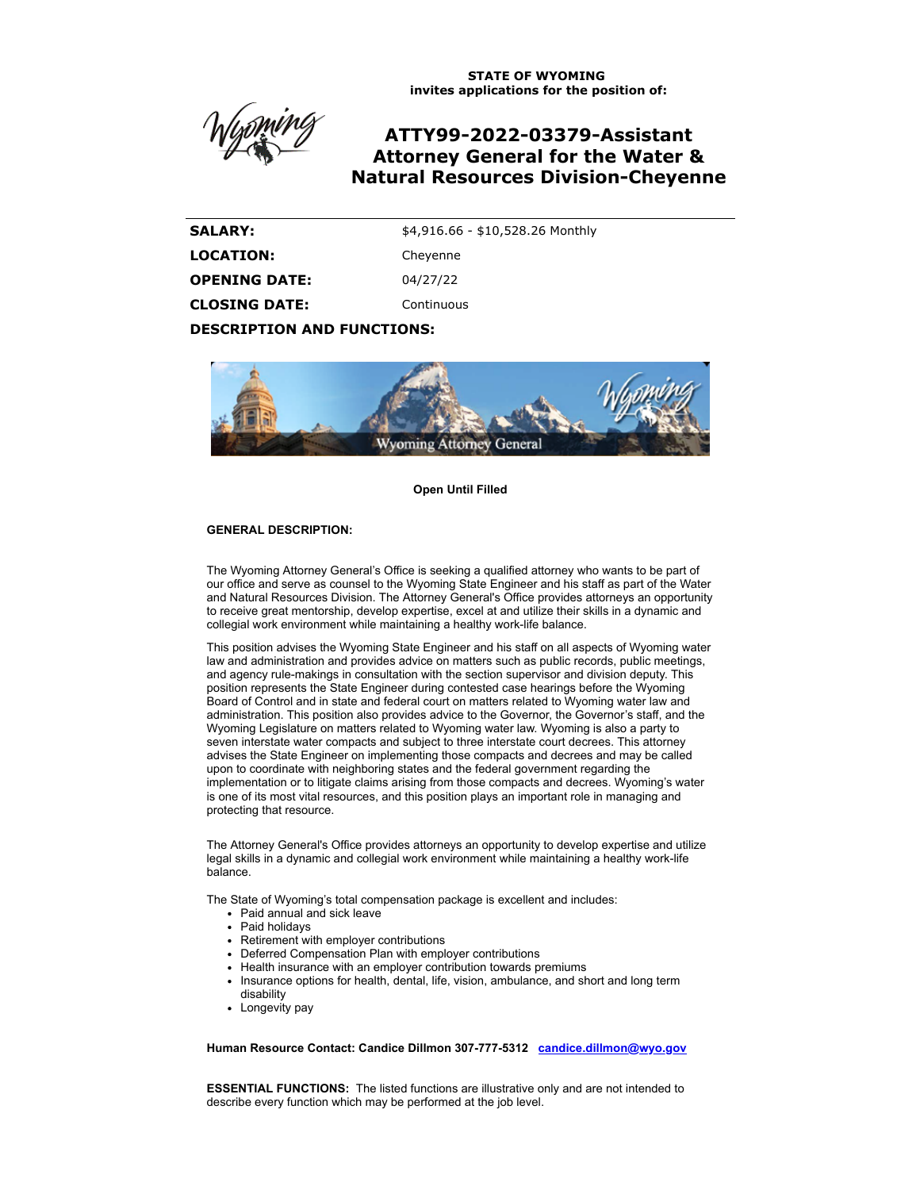**STATE OF WYOMING**
**invites applications for the position of:**

# ATTY99-2022-03379-Assistant Attorney General for the Water & Natural Resources Division-Cheyenne

| | |
|---|---|
| **SALARY:** | $4,916.66 - $10,528.26 Monthly |
| **LOCATION:** | Cheyenne |
| **OPENING DATE:** | 04/27/22 |
| **CLOSING DATE:** | Continuous |

**DESCRIPTION AND FUNCTIONS:**

**Open Until Filled**

**GENERAL DESCRIPTION:**

The Wyoming Attorney General's Office is seeking a qualified attorney who wants to be part of our office and serve as counsel to the Wyoming State Engineer and his staff as part of the Water and Natural Resources Division. The Attorney General's Office provides attorneys an opportunity to receive great mentorship, develop expertise, excel at and utilize their skills in a dynamic and collegial work environment while maintaining a healthy work-life balance.

This position advises the Wyoming State Engineer and his staff on all aspects of Wyoming water law and administration and provides advice on matters such as public records, public meetings, and agency rule-makings in consultation with the section supervisor and division deputy. This position represents the State Engineer during contested case hearings before the Wyoming Board of Control and in state and federal court on matters related to Wyoming water law and administration. This position also provides advice to the Governor, the Governor's staff, and the Wyoming Legislature on matters related to Wyoming water law. Wyoming is also a party to seven interstate water compacts and subject to three interstate court decrees. This attorney advises the State Engineer on implementing those compacts and decrees and may be called upon to coordinate with neighboring states and the federal government regarding the implementation or to litigate claims arising from those compacts and decrees. Wyoming's water is one of its most vital resources, and this position plays an important role in managing and protecting that resource.

The Attorney General's Office provides attorneys an opportunity to develop expertise and utilize legal skills in a dynamic and collegial work environment while maintaining a healthy work-life balance.

The State of Wyoming's total compensation package is excellent and includes:

- Paid annual and sick leave
- Paid holidays
- Retirement with employer contributions
- Deferred Compensation Plan with employer contributions
- Health insurance with an employer contribution towards premiums
- Insurance options for health, dental, life, vision, ambulance, and short and long term disability
- Longevity pay

**Human Resource Contact: Candice Dillmon 307-777-5312** [candice.dillmon@wyo.gov](mailto:candice.dillmon@wyo.gov)

**ESSENTIAL FUNCTIONS:** The listed functions are illustrative only and are not intended to describe every function which may be performed at the job level.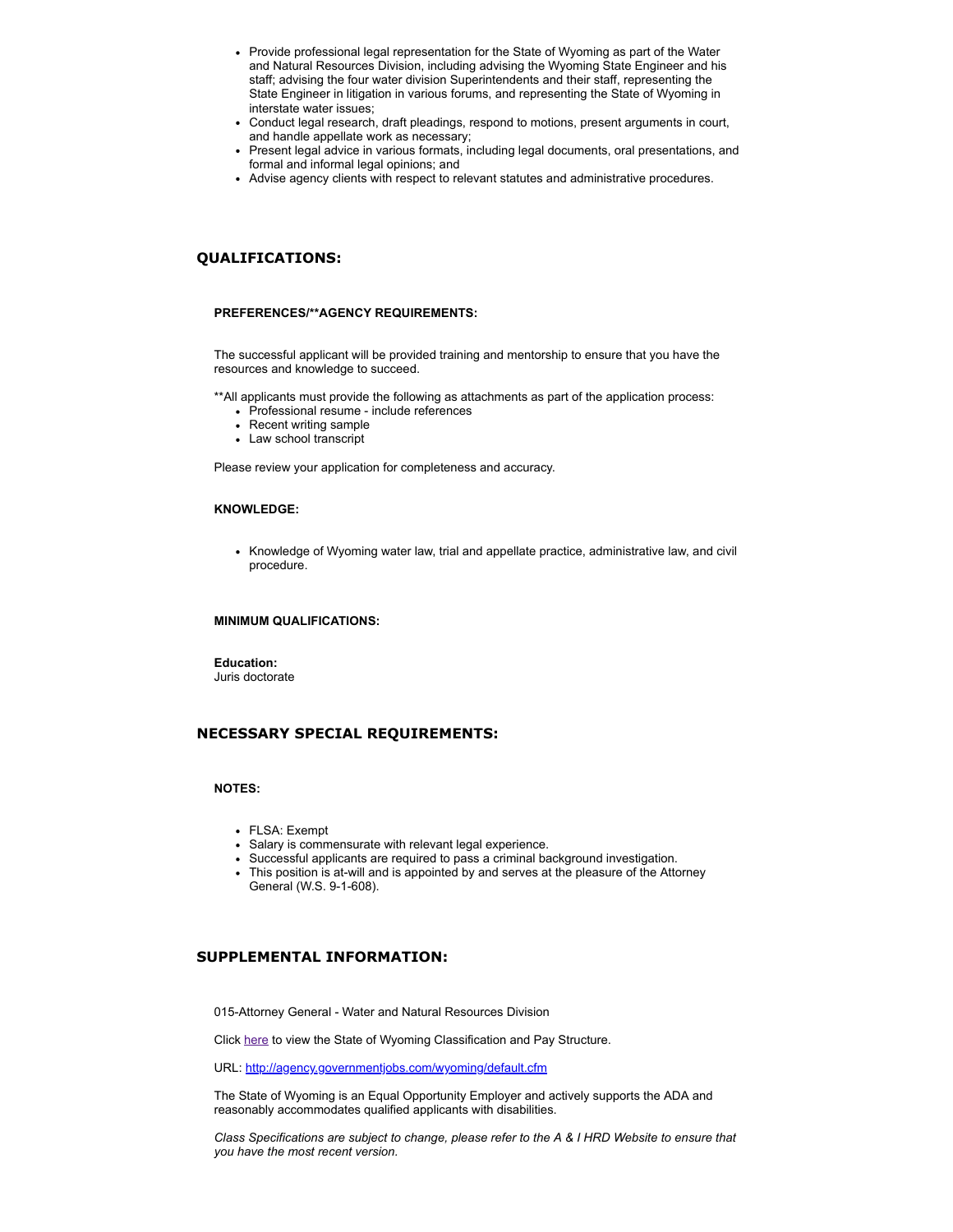- Provide professional legal representation for the State of Wyoming as part of the Water and Natural Resources Division, including advising the Wyoming State Engineer and his staff; advising the four water division Superintendents and their staff, representing the State Engineer in litigation in various forums, and representing the State of Wyoming in interstate water issues;
- Conduct legal research, draft pleadings, respond to motions, present arguments in court, and handle appellate work as necessary;
- Present legal advice in various formats, including legal documents, oral presentations, and formal and informal legal opinions; and
- Advise agency clients with respect to relevant statutes and administrative procedures.

## QUALIFICATIONS:

### PREFERENCES/**AGENCY REQUIREMENTS:

The successful applicant will be provided training and mentorship to ensure that you have the resources and knowledge to succeed.

**All applicants must provide the following as attachments as part of the application process:

- Professional resume - include references
- Recent writing sample
- Law school transcript

Please review your application for completeness and accuracy.

### KNOWLEDGE:

- Knowledge of Wyoming water law, trial and appellate practice, administrative law, and civil procedure.

### MINIMUM QUALIFICATIONS:

**Education:**
Juris doctorate

## NECESSARY SPECIAL REQUIREMENTS:

### NOTES:

- FLSA: Exempt
- Salary is commensurate with relevant legal experience.
- Successful applicants are required to pass a criminal background investigation.
- This position is at-will and is appointed by and serves at the pleasure of the Attorney General (W.S. 9-1-608).

## SUPPLEMENTAL INFORMATION:

015-Attorney General - Water and Natural Resources Division

Click here to view the State of Wyoming Classification and Pay Structure.

URL: http://agency.governmentjobs.com/wyoming/default.cfm

The State of Wyoming is an Equal Opportunity Employer and actively supports the ADA and reasonably accommodates qualified applicants with disabilities.

*Class Specifications are subject to change, please refer to the A & I HRD Website to ensure that you have the most recent version.*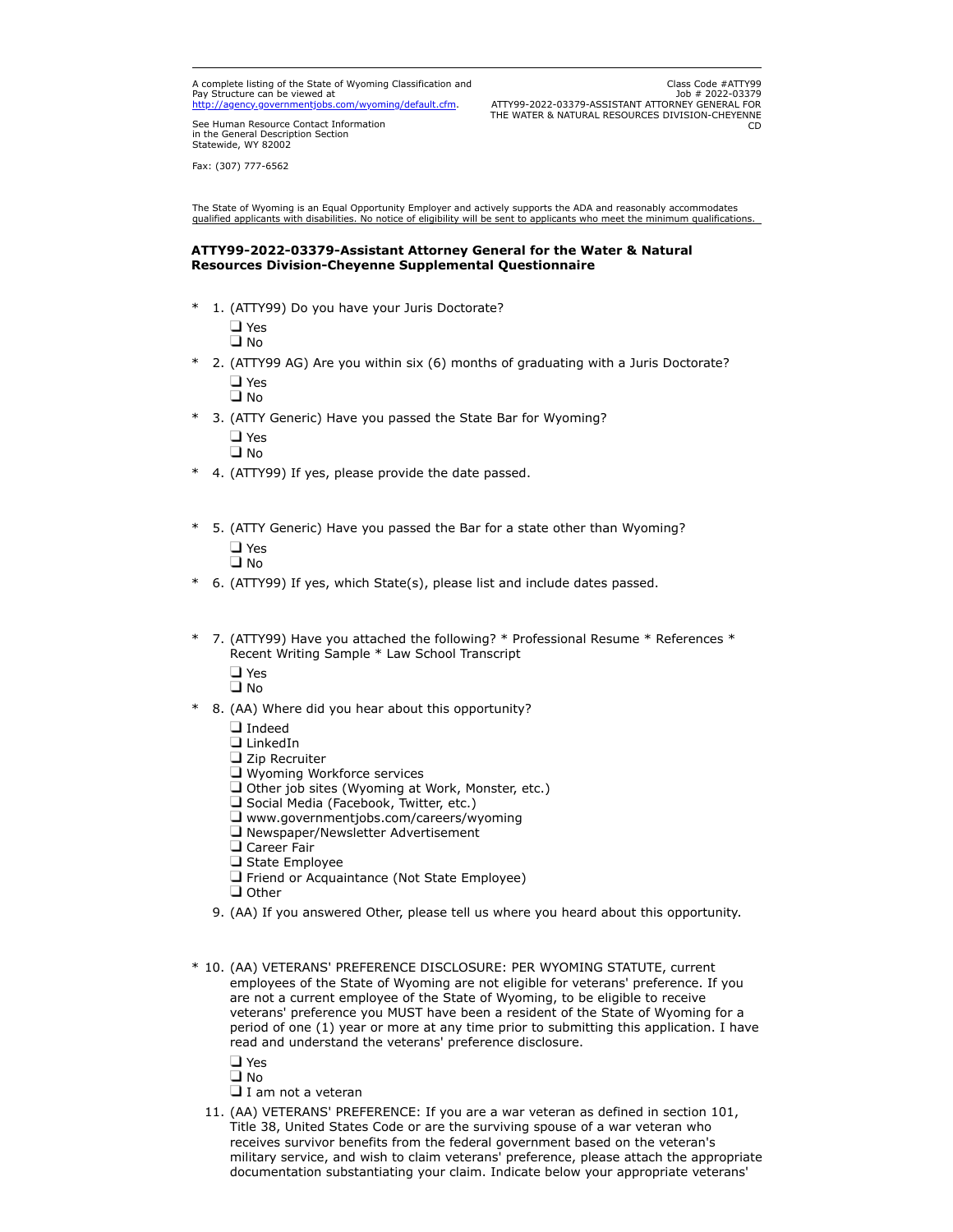A complete listing of the State of Wyoming Classification and Pay Structure can be viewed at http://agency.governmentjobs.com/wyoming/default.cfm.

See Human Resource Contact Information in the General Description Section
Statewide, WY 82002

Fax: (307) 777-6562

Class Code #ATTY99
Job # 2022-03379
ATTY99-2022-03379-ASSISTANT ATTORNEY GENERAL FOR THE WATER & NATURAL RESOURCES DIVISION-CHEYENNE CD

The State of Wyoming is an Equal Opportunity Employer and actively supports the ADA and reasonably accommodates qualified applicants with disabilities. No notice of eligibility will be sent to applicants who meet the minimum qualifications.

**ATTY99-2022-03379-Assistant Attorney General for the Water & Natural Resources Division-Cheyenne Supplemental Questionnaire**

\* 1. (ATTY99) Do you have your Juris Doctorate?
- ❑ Yes
- ❑ No

\* 2. (ATTY99 AG) Are you within six (6) months of graduating with a Juris Doctorate?
- ❑ Yes
- ❑ No

\* 3. (ATTY Generic) Have you passed the State Bar for Wyoming?
- ❑ Yes
- ❑ No

\* 4. (ATTY99) If yes, please provide the date passed.

\* 5. (ATTY Generic) Have you passed the Bar for a state other than Wyoming?
- ❑ Yes
- ❑ No

\* 6. (ATTY99) If yes, which State(s), please list and include dates passed.

\* 7. (ATTY99) Have you attached the following? * Professional Resume * References * Recent Writing Sample * Law School Transcript
- ❑ Yes
- ❑ No

\* 8. (AA) Where did you hear about this opportunity?
- ❑ Indeed
- ❑ LinkedIn
- ❑ Zip Recruiter
- ❑ Wyoming Workforce services
- ❑ Other job sites (Wyoming at Work, Monster, etc.)
- ❑ Social Media (Facebook, Twitter, etc.)
- ❑ www.governmentjobs.com/careers/wyoming
- ❑ Newspaper/Newsletter Advertisement
- ❑ Career Fair
- ❑ State Employee
- ❑ Friend or Acquaintance (Not State Employee)
- ❑ Other

9. (AA) If you answered Other, please tell us where you heard about this opportunity.

\* 10. (AA) VETERANS' PREFERENCE DISCLOSURE: PER WYOMING STATUTE, current employees of the State of Wyoming are not eligible for veterans' preference. If you are not a current employee of the State of Wyoming, to be eligible to receive veterans' preference you MUST have been a resident of the State of Wyoming for a period of one (1) year or more at any time prior to submitting this application. I have read and understand the veterans' preference disclosure.
- ❑ Yes
- ❑ No
- ❑ I am not a veteran

11. (AA) VETERANS' PREFERENCE: If you are a war veteran as defined in section 101, Title 38, United States Code or are the surviving spouse of a war veteran who receives survivor benefits from the federal government based on the veteran's military service, and wish to claim veterans' preference, please attach the appropriate documentation substantiating your claim. Indicate below your appropriate veterans'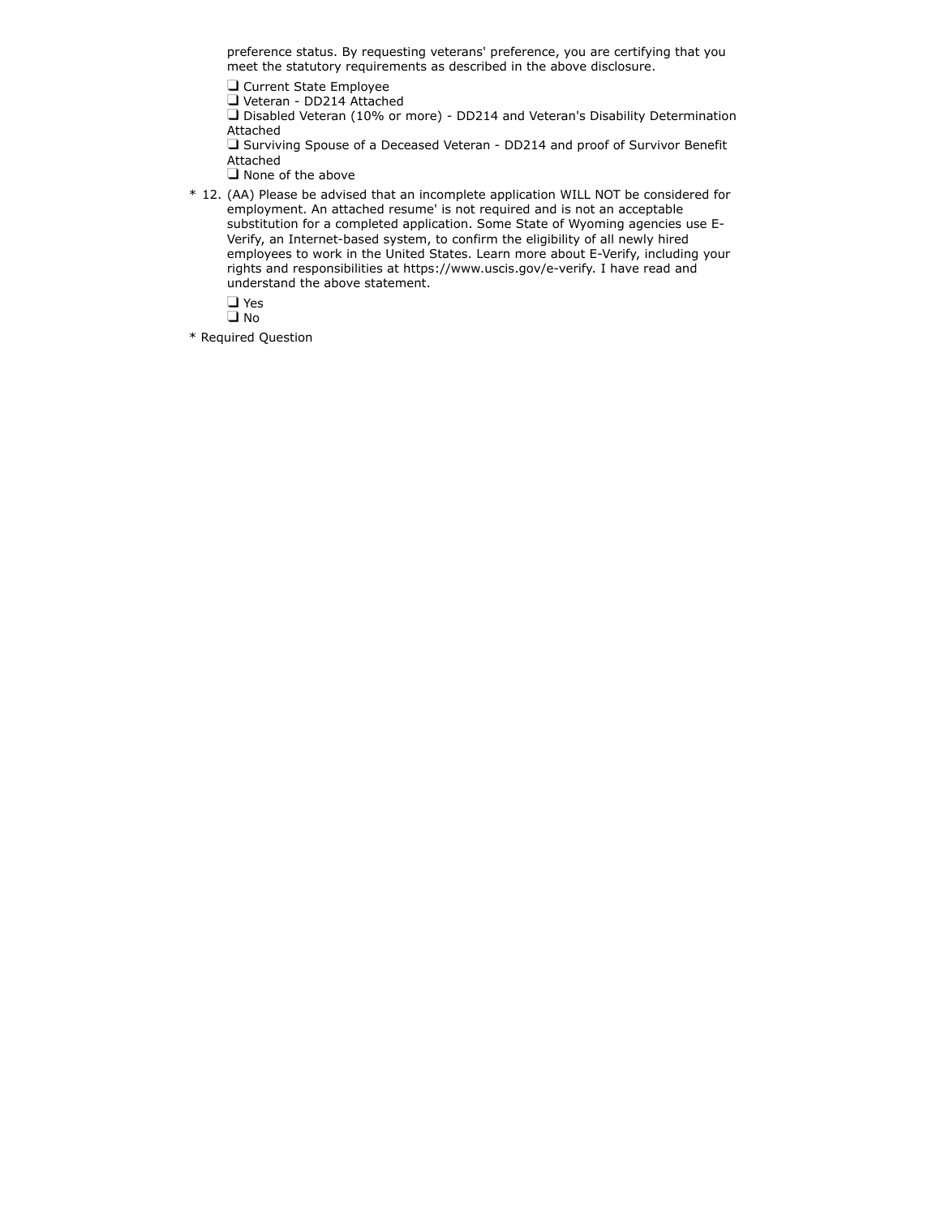preference status. By requesting veterans' preference, you are certifying that you meet the statutory requirements as described in the above disclosure.

- ❑ Current State Employee
- ❑ Veteran - DD214 Attached
- ❑ Disabled Veteran (10% or more) - DD214 and Veteran's Disability Determination Attached
- ❑ Surviving Spouse of a Deceased Veteran - DD214 and proof of Survivor Benefit Attached
- ❑ None of the above

\* 12. (AA) Please be advised that an incomplete application WILL NOT be considered for employment. An attached resume' is not required and is not an acceptable substitution for a completed application. Some State of Wyoming agencies use E-Verify, an Internet-based system, to confirm the eligibility of all newly hired employees to work in the United States. Learn more about E-Verify, including your rights and responsibilities at https://www.uscis.gov/e-verify. I have read and understand the above statement.

- ❑ Yes
- ❑ No

\* Required Question